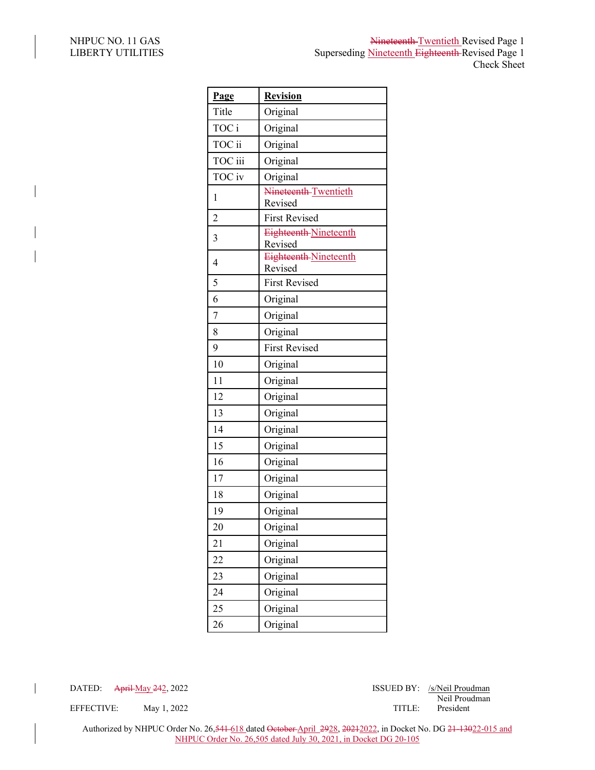NHPUC NO. 11 GAS
LIBERTY UTILITIES

~~Nineteenth~~ Twentieth Revised Page 1
Superseding Nineteenth ~~Eighteenth~~ Revised Page 1
Check Sheet

| **Page** | **Revision** |
|---|---|
| Title | Original |
| TOC i | Original |
| TOC ii | Original |
| TOC iii | Original |
| TOC iv | Original |
| 1 | ~~Nineteenth~~ Twentieth Revised |
| 2 | First Revised |
| 3 | ~~Eighteenth~~ Nineteenth Revised |
| 4 | ~~Eighteenth~~ Nineteenth Revised |
| 5 | First Revised |
| 6 | Original |
| 7 | Original |
| 8 | Original |
| 9 | First Revised |
| 10 | Original |
| 11 | Original |
| 12 | Original |
| 13 | Original |
| 14 | Original |
| 15 | Original |
| 16 | Original |
| 17 | Original |
| 18 | Original |
| 19 | Original |
| 20 | Original |
| 21 | Original |
| 22 | Original |
| 23 | Original |
| 24 | Original |
| 25 | Original |
| 26 | Original |

DATED: ~~April~~ May ~~24~~2, 2022
EFFECTIVE: May 1, 2022

ISSUED BY: /s/Neil Proudman
Neil Proudman
TITLE: President

Authorized by NHPUC Order No. 26,~~541~~ 618 dated ~~October~~ April ~~29~~28, ~~2021~~2022, in Docket No. DG ~~21-130~~22-015 and NHPUC Order No. 26,505 dated July 30, 2021, in Docket DG 20-105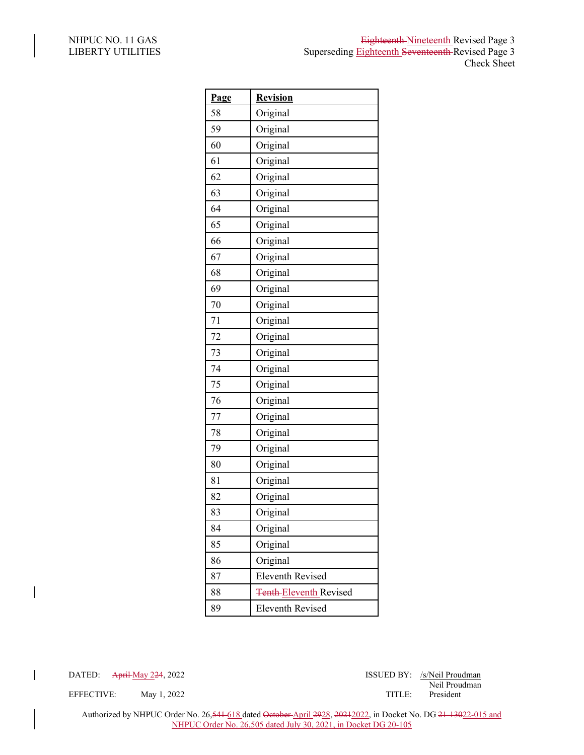NHPUC NO. 11 GAS
LIBERTY UTILITIES

~~Eighteenth~~ Nineteenth Revised Page 3
Superseding Eighteenth ~~Seventeenth~~ Revised Page 3
Check Sheet

| Page | Revision |
|---|---|
| 58 | Original |
| 59 | Original |
| 60 | Original |
| 61 | Original |
| 62 | Original |
| 63 | Original |
| 64 | Original |
| 65 | Original |
| 66 | Original |
| 67 | Original |
| 68 | Original |
| 69 | Original |
| 70 | Original |
| 71 | Original |
| 72 | Original |
| 73 | Original |
| 74 | Original |
| 75 | Original |
| 76 | Original |
| 77 | Original |
| 78 | Original |
| 79 | Original |
| 80 | Original |
| 81 | Original |
| 82 | Original |
| 83 | Original |
| 84 | Original |
| 85 | Original |
| 86 | Original |
| 87 | Eleventh Revised |
| 88 | ~~Tenth~~ Eleventh Revised |
| 89 | Eleventh Revised |

DATED: ~~April~~ May 2~~24~~, 2022
EFFECTIVE: May 1, 2022

ISSUED BY: /s/Neil Proudman
Neil Proudman
TITLE: President

Authorized by NHPUC Order No. 26,~~541~~ 618 dated ~~October~~ April ~~29~~28, ~~2021~~2022, in Docket No. DG ~~21-130~~22-015 and NHPUC Order No. 26,505 dated July 30, 2021, in Docket DG 20-105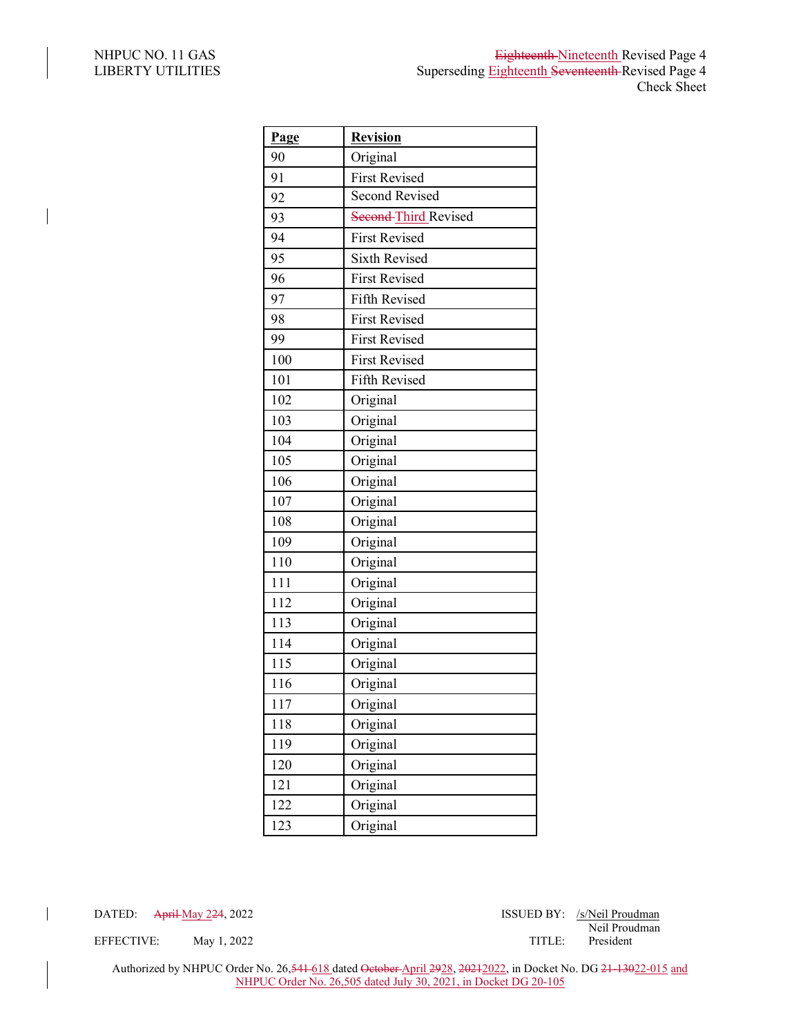NHPUC NO. 11 GAS
LIBERTY UTILITIES

~~Eighteenth~~ Nineteenth Revised Page 4
Superseding Eighteenth ~~Seventeenth~~ Revised Page 4
Check Sheet

| Page | Revision |
|---|---|
| 90 | Original |
| 91 | First Revised |
| 92 | Second Revised |
| 93 | ~~Second~~ Third Revised |
| 94 | First Revised |
| 95 | Sixth Revised |
| 96 | First Revised |
| 97 | Fifth Revised |
| 98 | First Revised |
| 99 | First Revised |
| 100 | First Revised |
| 101 | Fifth Revised |
| 102 | Original |
| 103 | Original |
| 104 | Original |
| 105 | Original |
| 106 | Original |
| 107 | Original |
| 108 | Original |
| 109 | Original |
| 110 | Original |
| 111 | Original |
| 112 | Original |
| 113 | Original |
| 114 | Original |
| 115 | Original |
| 116 | Original |
| 117 | Original |
| 118 | Original |
| 119 | Original |
| 120 | Original |
| 121 | Original |
| 122 | Original |
| 123 | Original |

DATED: ~~April~~ May 2~~24~~, 2022
EFFECTIVE: May 1, 2022

ISSUED BY: /s/Neil Proudman
Neil Proudman
TITLE: President

Authorized by NHPUC Order No. 26,~~541~~ 618 dated ~~October~~ April ~~29~~28, ~~2021~~2022, in Docket No. DG ~~21-130~~22-015 and NHPUC Order No. 26,505 dated July 30, 2021, in Docket DG 20-105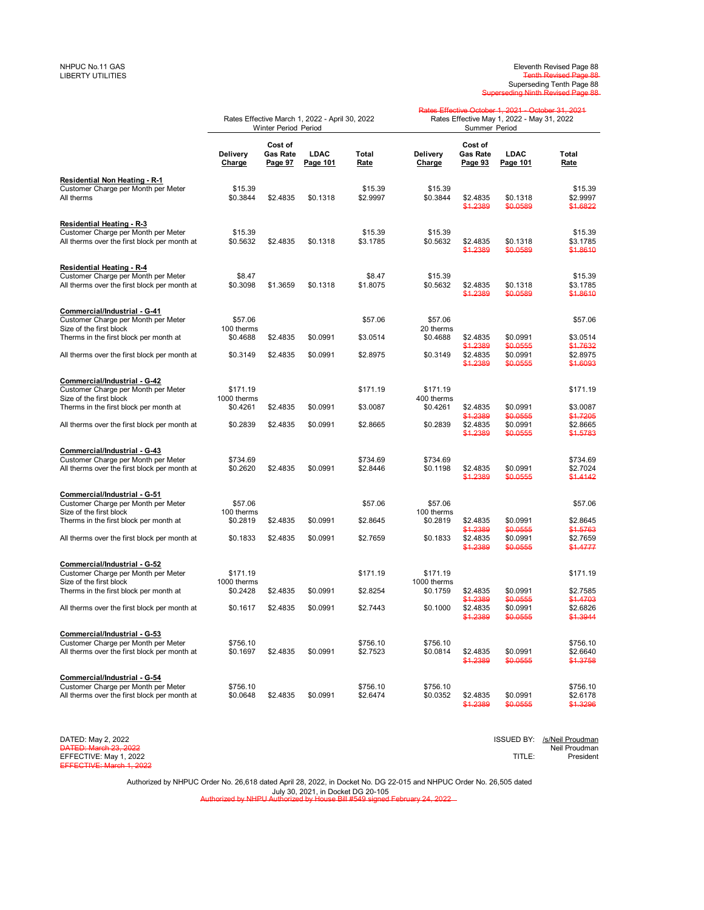NHPUC No.11 GAS
LIBERTY UTILITIES

Eleventh Revised Page 88
~~Tenth Revised Page 88~~
Superseding Tenth Page 88
~~Superseding Ninth Revised Page 88~~

| | Rates Effective March 1, 2022 - April 30, 2022 Winter Period Period | | | | ~~Rates Effective October 1, 2021 - October 31, 2021~~ Rates Effective May 1, 2022 - May 31, 2022 Summer Period | | | |
|---|---|---|---|---|---|---|---|---|
| | **Delivery Charge** | **Cost of Gas Rate Page 97** | **LDAC Page 101** | **Total Rate** | **Delivery Charge** | **Cost of Gas Rate Page 93** | **LDAC Page 101** | **Total Rate** |
| **Residential Non Heating - R-1** | | | | | | | | |
| Customer Charge per Month per Meter | $15.39 | | | $15.39 | $15.39 | | | $15.39 |
| All therms | $0.3844 | $2.4835 | $0.1318 | $2.9997 | $0.3844 | $2.4835 ~~$1.2389~~ | $0.1318 ~~$0.0589~~ | $2.9997 ~~$1.6822~~ |
| **Residential Heating - R-3** | | | | | | | | |
| Customer Charge per Month per Meter | $15.39 | | | $15.39 | $15.39 | | | $15.39 |
| All therms over the first block per month at | $0.5632 | $2.4835 | $0.1318 | $3.1785 | $0.5632 | $2.4835 ~~$1.2389~~ | $0.1318 ~~$0.0589~~ | $3.1785 ~~$1.8610~~ |
| **Residential Heating - R-4** | | | | | | | | |
| Customer Charge per Month per Meter | $8.47 | | | $8.47 | $15.39 | | | $15.39 |
| All therms over the first block per month at | $0.3098 | $1.3659 | $0.1318 | $1.8075 | $0.5632 | $2.4835 ~~$1.2389~~ | $0.1318 ~~$0.0589~~ | $3.1785 ~~$1.8610~~ |
| **Commercial/Industrial - G-41** | | | | | | | | |
| Customer Charge per Month per Meter | $57.06 | | | $57.06 | $57.06 | | | $57.06 |
| Size of the first block | 100 therms | | | | 20 therms | | | |
| Therms in the first block per month at | $0.4688 | $2.4835 | $0.0991 | $3.0514 | $0.4688 | $2.4835 ~~$1.2389~~ | $0.0991 ~~$0.0555~~ | $3.0514 ~~$1.7632~~ |
| All therms over the first block per month at | $0.3149 | $2.4835 | $0.0991 | $2.8975 | $0.3149 | $2.4835 ~~$1.2389~~ | $0.0991 ~~$0.0555~~ | $2.8975 ~~$1.6093~~ |
| **Commercial/Industrial - G-42** | | | | | | | | |
| Customer Charge per Month per Meter | $171.19 | | | $171.19 | $171.19 | | | $171.19 |
| Size of the first block | 1000 therms | | | | 400 therms | | | |
| Therms in the first block per month at | $0.4261 | $2.4835 | $0.0991 | $3.0087 | $0.4261 | $2.4835 ~~$1.2389~~ | $0.0991 ~~$0.0555~~ | $3.0087 ~~$1.7205~~ |
| All therms over the first block per month at | $0.2839 | $2.4835 | $0.0991 | $2.8665 | $0.2839 | $2.4835 ~~$1.2389~~ | $0.0991 ~~$0.0555~~ | $2.8665 ~~$1.5783~~ |
| **Commercial/Industrial - G-43** | | | | | | | | |
| Customer Charge per Month per Meter | $734.69 | | | $734.69 | $734.69 | | | $734.69 |
| All therms over the first block per month at | $0.2620 | $2.4835 | $0.0991 | $2.8446 | $0.1198 | $2.4835 ~~$1.2389~~ | $0.0991 ~~$0.0555~~ | $2.7024 ~~$1.4142~~ |
| **Commercial/Industrial - G-51** | | | | | | | | |
| Customer Charge per Month per Meter | $57.06 | | | $57.06 | $57.06 | | | $57.06 |
| Size of the first block | 100 therms | | | | 100 therms | | | |
| Therms in the first block per month at | $0.2819 | $2.4835 | $0.0991 | $2.8645 | $0.2819 | $2.4835 ~~$1.2389~~ | $0.0991 ~~$0.0555~~ | $2.8645 ~~$1.5763~~ |
| All therms over the first block per month at | $0.1833 | $2.4835 | $0.0991 | $2.7659 | $0.1833 | $2.4835 ~~$1.2389~~ | $0.0991 ~~$0.0555~~ | $2.7659 ~~$1.4777~~ |
| **Commercial/Industrial - G-52** | | | | | | | | |
| Customer Charge per Month per Meter | $171.19 | | | $171.19 | $171.19 | | | $171.19 |
| Size of the first block | 1000 therms | | | | 1000 therms | | | |
| Therms in the first block per month at | $0.2428 | $2.4835 | $0.0991 | $2.8254 | $0.1759 | $2.4835 ~~$1.2389~~ | $0.0991 ~~$0.0555~~ | $2.7585 ~~$1.4703~~ |
| All therms over the first block per month at | $0.1617 | $2.4835 | $0.0991 | $2.7443 | $0.1000 | $2.4835 ~~$1.2389~~ | $0.0991 ~~$0.0555~~ | $2.6826 ~~$1.3944~~ |
| **Commercial/Industrial - G-53** | | | | | | | | |
| Customer Charge per Month per Meter | $756.10 | | | $756.10 | $756.10 | | | $756.10 |
| All therms over the first block per month at | $0.1697 | $2.4835 | $0.0991 | $2.7523 | $0.0814 | $2.4835 ~~$1.2389~~ | $0.0991 ~~$0.0555~~ | $2.6640 ~~$1.3758~~ |
| **Commercial/Industrial - G-54** | | | | | | | | |
| Customer Charge per Month per Meter | $756.10 | | | $756.10 | $756.10 | | | $756.10 |
| All therms over the first block per month at | $0.0648 | $2.4835 | $0.0991 | $2.6474 | $0.0352 | $2.4835 ~~$1.2389~~ | $0.0991 ~~$0.0555~~ | $2.6178 ~~$1.3296~~ |

DATED: May 2, 2022
~~DATED: March 23, 2022~~
EFFECTIVE: May 1, 2022
~~EFFECTIVE: March 1, 2022~~

ISSUED BY: /s/Neil Proudman
Neil Proudman
TITLE: President

Authorized by NHPUC Order No. 26,618 dated April 28, 2022, in Docket No. DG 22-015 and NHPUC Order No. 26,505 dated July 30, 2021, in Docket DG 20-105
~~Authorized by NHPU Authorized by House Bill #549 signed February 24, 2022~~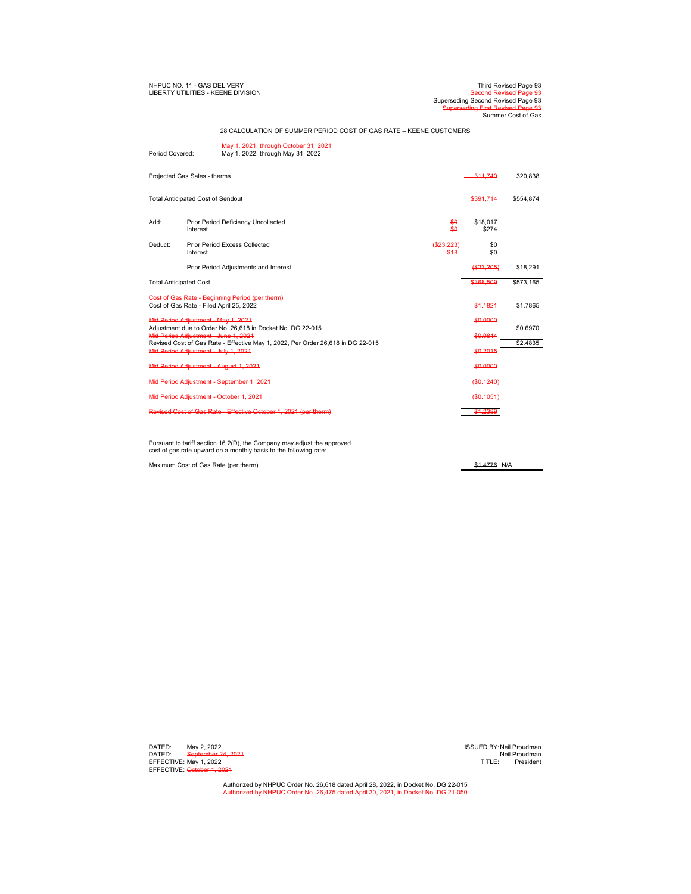NHPUC NO. 11 - GAS DELIVERY
LIBERTY UTILITIES - KEENE DIVISION

Third Revised Page 93
~~Second Revised Page 93~~
Superseding Second Revised Page 93
~~Superseding First Revised Page 93~~
Summer Cost of Gas

## 28 CALCULATION OF SUMMER PERIOD COST OF GAS RATE – KEENE CUSTOMERS

Period Covered: ~~May 1, 2021, through October 31, 2021~~
May 1, 2022, through May 31, 2022

| | | | | |
|---|---|---|---|---|
| Projected Gas Sales - therms | | | ~~311,740~~ | 320,838 |
| Total Anticipated Cost of Sendout | | | ~~$391,714~~ | $554,874 |
| Add: | Prior Period Deficiency Uncollected | ~~$0~~ | $18,017 | |
| | Interest | ~~$0~~ | $274 | |
| Deduct: | Prior Period Excess Collected | ~~($23,223)~~ | $0 | |
| | Interest | ~~$18~~ | $0 | |
| | Prior Period Adjustments and Interest | | ~~($23,205)~~ | $18,291 |
| Total Anticipated Cost | | | ~~$368,509~~ | $573,165 |
| ~~Cost of Gas Rate - Beginning Period (per therm)~~ | | | | |
| Cost of Gas Rate - Filed April 25, 2022 | | | ~~$1.1821~~ | $1.7865 |
| ~~Mid Period Adjustment - May 1, 2021~~ | | | ~~$0.0000~~ | |
| Adjustment due to Order No. 26,618 in Docket No. DG 22-015 | | | | $0.6970 |
| ~~Mid Period Adjustment - June 1, 2021~~ | | | ~~$0.0844~~ | |
| Revised Cost of Gas Rate - Effective May 1, 2022, Per Order 26,618 in DG 22-015 | | | | $2.4835 |
| ~~Mid Period Adjustment - July 1, 2021~~ | | | ~~$0.2015~~ | |
| ~~Mid Period Adjustment - August 1, 2021~~ | | | ~~$0.0000~~ | |
| ~~Mid Period Adjustment - September 1, 2021~~ | | | ~~($0.1240)~~ | |
| ~~Mid Period Adjustment - October 1, 2021~~ | | | ~~($0.1051)~~ | |
| ~~Revised Cost of Gas Rate - Effective October 1, 2021 (per therm)~~ | | | ~~$1.2389~~ | |

Pursuant to tariff section 16.2(D), the Company may adjust the approved cost of gas rate upward on a monthly basis to the following rate:

Maximum Cost of Gas Rate (per therm) ~~$1.4776~~ N/A

DATED: May 2, 2022
DATED: ~~September 24, 2021~~
EFFECTIVE: May 1, 2022
EFFECTIVE: ~~October 1, 2021~~

ISSUED BY: Neil Proudman
Neil Proudman
TITLE: President

Authorized by NHPUC Order No. 26,618 dated April 28, 2022, in Docket No. DG 22-015
~~Authorized by NHPUC Order No. 26,475 dated April 30, 2021, in Docket No. DG 21-050~~